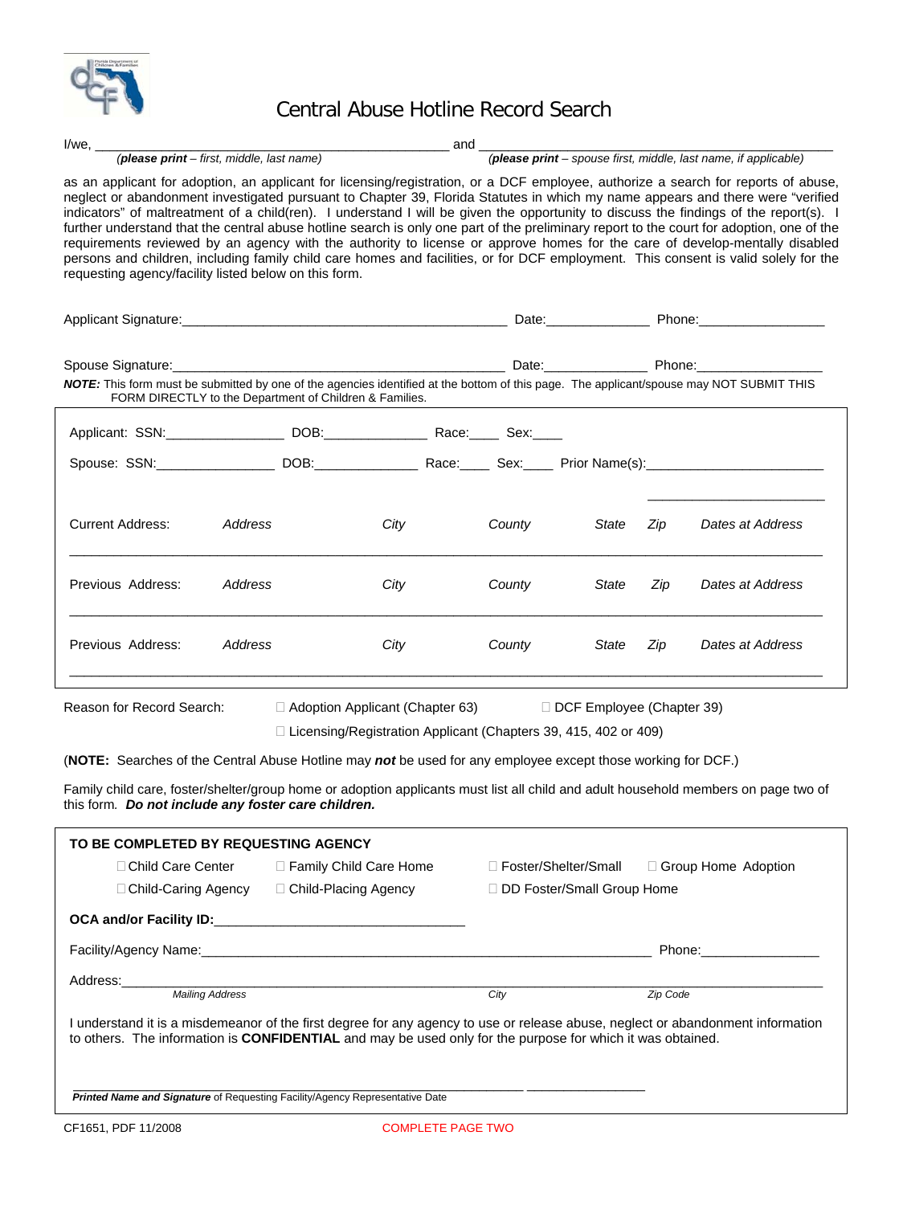# Central Abuse Hotline Record Search

I/we, ____________________________________________ and ____________________________________________
(**please print** – first, middle, last name) (**please print** – spouse first, middle, last name, if applicable)

as an applicant for adoption, an applicant for licensing/registration, or a DCF employee, authorize a search for reports of abuse, neglect or abandonment investigated pursuant to Chapter 39, Florida Statutes in which my name appears and there were "verified indicators" of maltreatment of a child(ren). I understand I will be given the opportunity to discuss the findings of the report(s). I further understand that the central abuse hotline search is only one part of the preliminary report to the court for adoption, one of the requirements reviewed by an agency with the authority to license or approve homes for the care of develop-mentally disabled persons and children, including family child care homes and facilities, or for DCF employment. This consent is valid solely for the requesting agency/facility listed below on this form.

Applicant Signature:____________________________________________ Date:______________ Phone:_________________

Spouse Signature:____________________________________________ Date:______________ Phone:_________________

***NOTE:*** This form must be submitted by one of the agencies identified at the bottom of this page. The applicant/spouse may NOT SUBMIT THIS FORM DIRECTLY to the Department of Children & Families.

Applicant: SSN:________________ DOB:______________ Race:____ Sex:____

Spouse: SSN:________________ DOB:______________ Race:____ Sex:____ Prior Name(s):________________________

________________________

| | *Address* | *City* | *County* | *State* | *Zip* | *Dates at Address* |
|---|---|---|---|---|---|---|
| Current Address: | | | | | | |
| Previous Address: | | | | | | |
| Previous Address: | | | | | | |

Reason for Record Search: ☐ Adoption Applicant (Chapter 63) ☐ DCF Employee (Chapter 39)
☐ Licensing/Registration Applicant (Chapters 39, 415, 402 or 409)

(**NOTE:** Searches of the Central Abuse Hotline may ***not*** be used for any employee except those working for DCF.)

Family child care, foster/shelter/group home or adoption applicants must list all child and adult household members on page two of this form. ***Do not include any foster care children.***

**TO BE COMPLETED BY REQUESTING AGENCY**

☐ Child Care Center ☐ Family Child Care Home ☐ Foster/Shelter/Small ☐ Group Home Adoption
☐ Child-Caring Agency ☐ Child-Placing Agency ☐ DD Foster/Small Group Home

**OCA and/or Facility ID:**_________________________________

Facility/Agency Name:______________________________________________________________ Phone:_______________

Address:_______________________________________________________________________________________
*Mailing Address* *City* *Zip Code*

I understand it is a misdemeanor of the first degree for any agency to use or release abuse, neglect or abandonment information to others. The information is **CONFIDENTIAL** and may be used only for the purpose for which it was obtained.

______________________________________________________________ ________________
***Printed Name and Signature*** of Requesting Facility/Agency Representative Date

CF1651, PDF 11/2008 COMPLETE PAGE TWO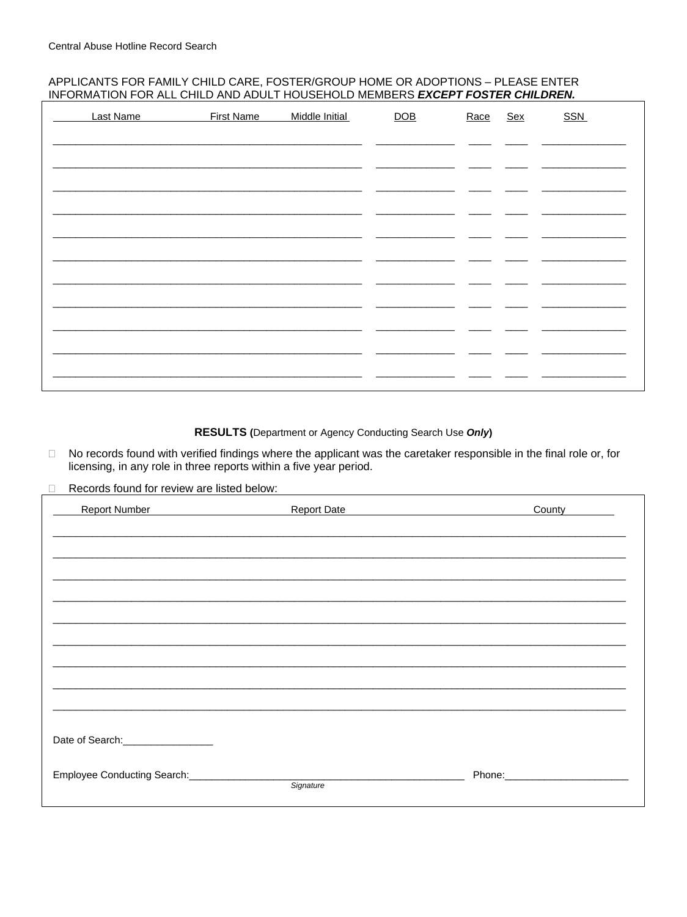Central Abuse Hotline Record Search

APPLICANTS FOR FAMILY CHILD CARE, FOSTER/GROUP HOME OR ADOPTIONS – PLEASE ENTER INFORMATION FOR ALL CHILD AND ADULT HOUSEHOLD MEMBERS ***EXCEPT FOSTER CHILDREN.***

| Last Name | First Name | Middle Initial | DOB | Race | Sex | SSN |
|---|---|---|---|---|---|---|
| | | | | | | |
| | | | | | | |
| | | | | | | |
| | | | | | | |
| | | | | | | |
| | | | | | | |
| | | | | | | |
| | | | | | | |
| | | | | | | |
| | | | | | | |
| | | | | | | |

**RESULTS (**Department or Agency Conducting Search Use ***Only*****)**

- ☐ No records found with verified findings where the applicant was the caretaker responsible in the final role or, for licensing, in any role in three reports within a five year period.
- ☐ Records found for review are listed below:

| Report Number | Report Date | County |
|---|---|---|
| | | |
| | | |
| | | |
| | | |
| | | |
| | | |
| | | |
| | | |
| | | |

Date of Search:________________

Employee Conducting Search:_______________________________________________ Phone:_____________________

*Signature*